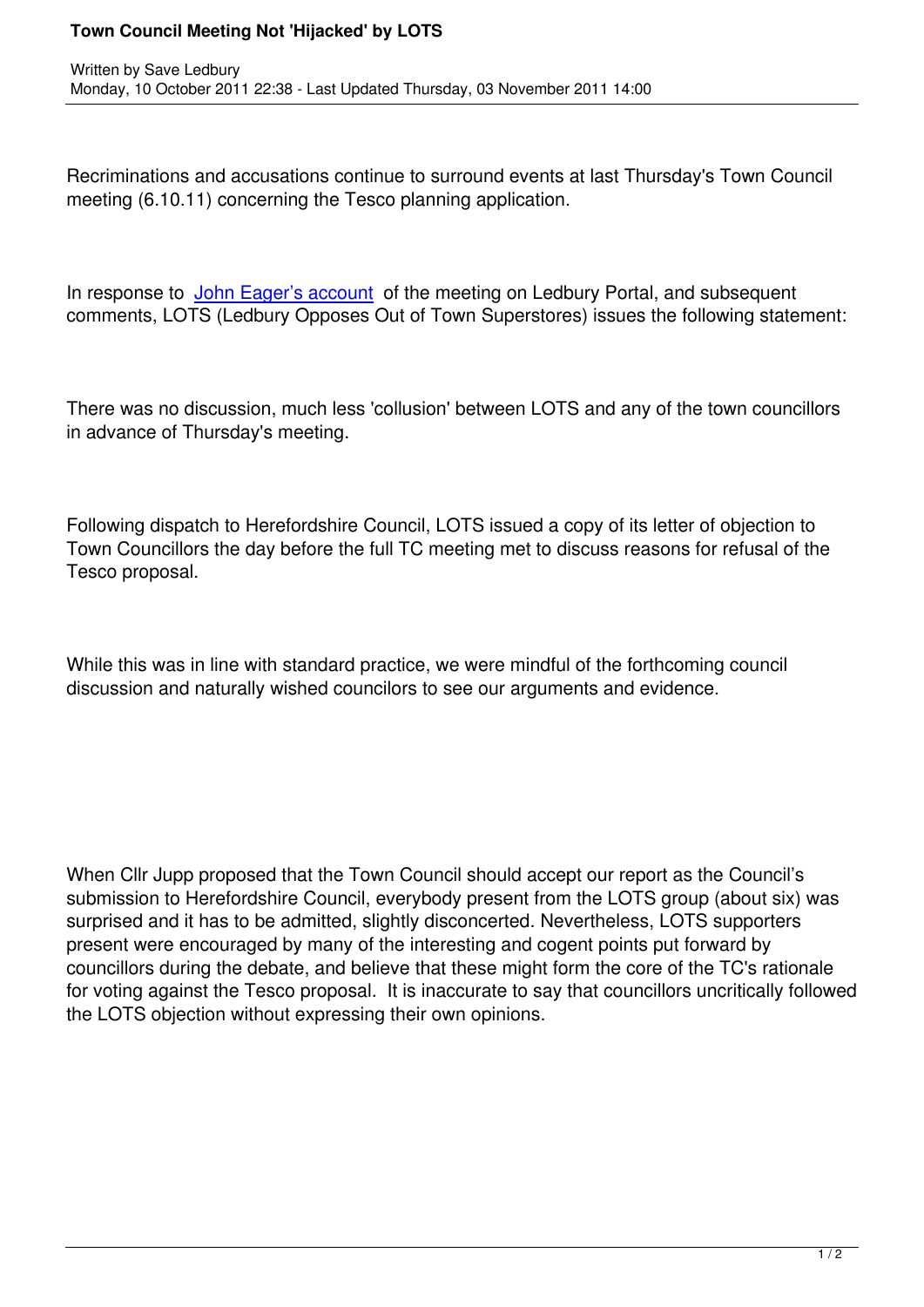# Town Council Meeting Not 'Hijacked' by LOTS

Written by Save Ledbury
Monday, 10 October 2011 22:38 - Last Updated Thursday, 03 November 2011 14:00

Recriminations and accusations continue to surround events at last Thursday's Town Council meeting (6.10.11) concerning the Tesco planning application.

In response to John Eager's account of the meeting on Ledbury Portal, and subsequent comments, LOTS (Ledbury Opposes Out of Town Superstores) issues the following statement:

There was no discussion, much less 'collusion' between LOTS and any of the town councillors in advance of Thursday's meeting.

Following dispatch to Herefordshire Council, LOTS issued a copy of its letter of objection to Town Councillors the day before the full TC meeting met to discuss reasons for refusal of the Tesco proposal.

While this was in line with standard practice, we were mindful of the forthcoming council discussion and naturally wished councilors to see our arguments and evidence.

When Cllr Jupp proposed that the Town Council should accept our report as the Council's submission to Herefordshire Council, everybody present from the LOTS group (about six) was surprised and it has to be admitted, slightly disconcerted. Nevertheless, LOTS supporters present were encouraged by many of the interesting and cogent points put forward by councillors during the debate, and believe that these might form the core of the TC's rationale for voting against the Tesco proposal. It is inaccurate to say that councillors uncritically followed the LOTS objection without expressing their own opinions.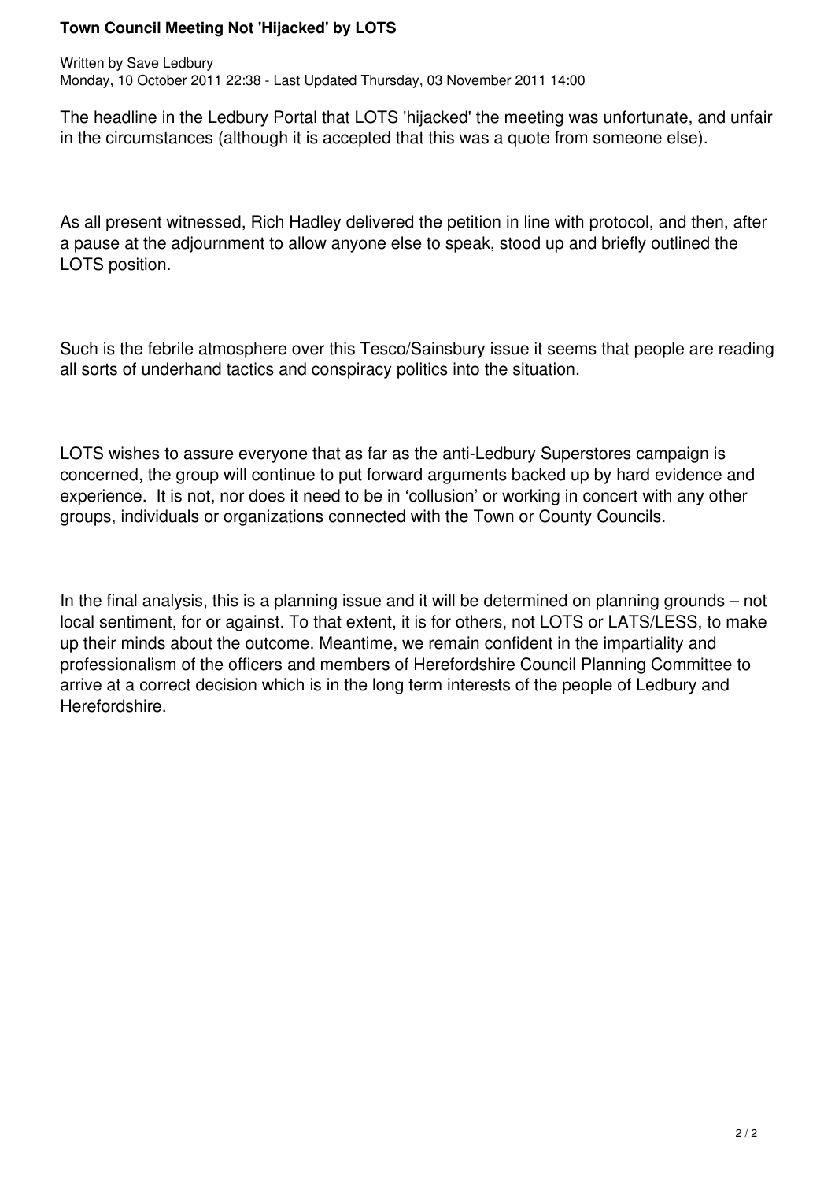The headline in the Ledbury Portal that LOTS 'hijacked' the meeting was unfortunate, and unfair in the circumstances (although it is accepted that this was a quote from someone else).

As all present witnessed, Rich Hadley delivered the petition in line with protocol, and then, after a pause at the adjournment to allow anyone else to speak, stood up and briefly outlined the LOTS position.

Such is the febrile atmosphere over this Tesco/Sainsbury issue it seems that people are reading all sorts of underhand tactics and conspiracy politics into the situation.

LOTS wishes to assure everyone that as far as the anti-Ledbury Superstores campaign is concerned, the group will continue to put forward arguments backed up by hard evidence and experience. It is not, nor does it need to be in 'collusion' or working in concert with any other groups, individuals or organizations connected with the Town or County Councils.

In the final analysis, this is a planning issue and it will be determined on planning grounds – not local sentiment, for or against. To that extent, it is for others, not LOTS or LATS/LESS, to make up their minds about the outcome. Meantime, we remain confident in the impartiality and professionalism of the officers and members of Herefordshire Council Planning Committee to arrive at a correct decision which is in the long term interests of the people of Ledbury and Herefordshire.